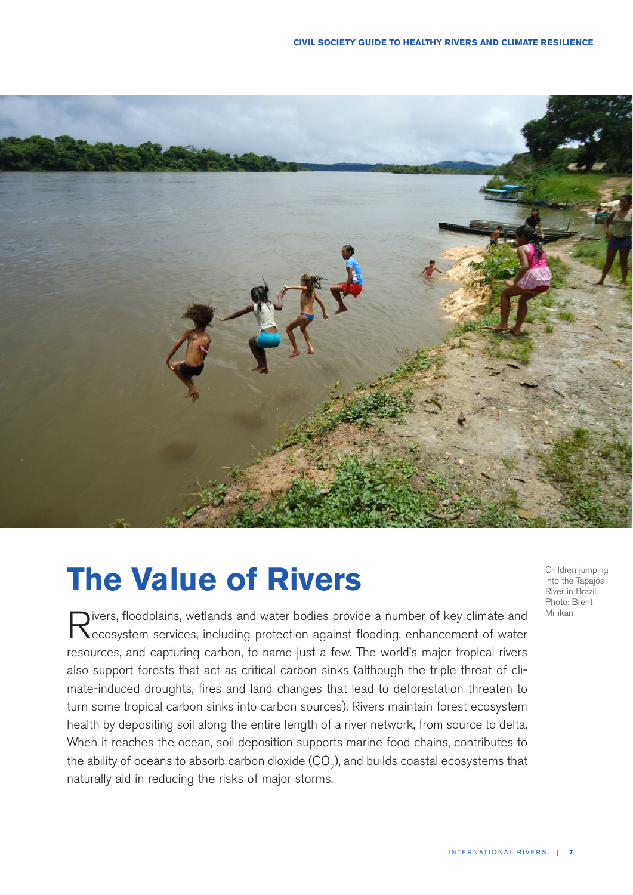# The Value of Rivers

Children jumping into the Tapajós River in Brazil. Photo: Brent Millikan

Rivers, floodplains, wetlands and water bodies provide a number of key climate and ecosystem services, including protection against flooding, enhancement of water resources, and capturing carbon, to name just a few. The world's major tropical rivers also support forests that act as critical carbon sinks (although the triple threat of climate-induced droughts, fires and land changes that lead to deforestation threaten to turn some tropical carbon sinks into carbon sources). Rivers maintain forest ecosystem health by depositing soil along the entire length of a river network, from source to delta. When it reaches the ocean, soil deposition supports marine food chains, contributes to the ability of oceans to absorb carbon dioxide ($CO_2$), and builds coastal ecosystems that naturally aid in reducing the risks of major storms.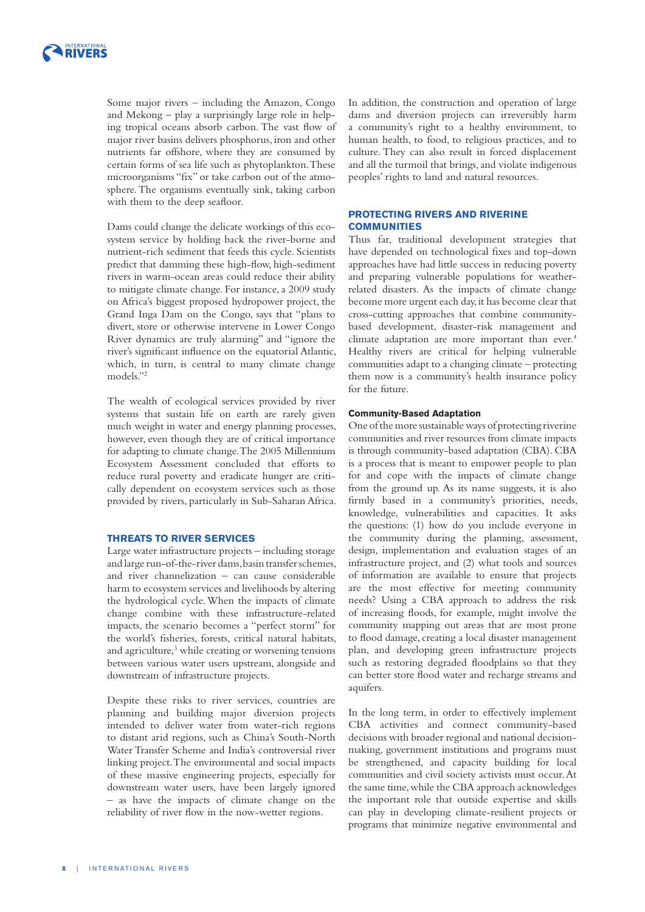Some major rivers – including the Amazon, Congo and Mekong – play a surprisingly large role in helping tropical oceans absorb carbon. The vast flow of major river basins delivers phosphorus, iron and other nutrients far offshore, where they are consumed by certain forms of sea life such as phytoplankton. These microorganisms "fix" or take carbon out of the atmosphere. The organisms eventually sink, taking carbon with them to the deep seafloor.

Dams could change the delicate workings of this ecosystem service by holding back the river-borne and nutrient-rich sediment that feeds this cycle. Scientists predict that damming these high-flow, high-sediment rivers in warm-ocean areas could reduce their ability to mitigate climate change. For instance, a 2009 study on Africa's biggest proposed hydropower project, the Grand Inga Dam on the Congo, says that "plans to divert, store or otherwise intervene in Lower Congo River dynamics are truly alarming" and "ignore the river's significant influence on the equatorial Atlantic, which, in turn, is central to many climate change models."[2]

The wealth of ecological services provided by river systems that sustain life on earth are rarely given much weight in water and energy planning processes, however, even though they are of critical importance for adapting to climate change. The 2005 Millennium Ecosystem Assessment concluded that efforts to reduce rural poverty and eradicate hunger are critically dependent on ecosystem services such as those provided by rivers, particularly in Sub-Saharan Africa.

## THREATS TO RIVER SERVICES

Large water infrastructure projects – including storage and large run-of-the-river dams, basin transfer schemes, and river channelization – can cause considerable harm to ecosystem services and livelihoods by altering the hydrological cycle. When the impacts of climate change combine with these infrastructure-related impacts, the scenario becomes a "perfect storm" for the world's fisheries, forests, critical natural habitats, and agriculture,[3] while creating or worsening tensions between various water users upstream, alongside and downstream of infrastructure projects.

Despite these risks to river services, countries are planning and building major diversion projects intended to deliver water from water-rich regions to distant arid regions, such as China's South-North Water Transfer Scheme and India's controversial river linking project. The environmental and social impacts of these massive engineering projects, especially for downstream water users, have been largely ignored – as have the impacts of climate change on the reliability of river flow in the now-wetter regions.

In addition, the construction and operation of large dams and diversion projects can irreversibly harm a community's right to a healthy environment, to human health, to food, to religious practices, and to culture. They can also result in forced displacement and all the turmoil that brings, and violate indigenous peoples' rights to land and natural resources.

## PROTECTING RIVERS AND RIVERINE COMMUNITIES

Thus far, traditional development strategies that have depended on technological fixes and top-down approaches have had little success in reducing poverty and preparing vulnerable populations for weather-related disasters. As the impacts of climate change become more urgent each day, it has become clear that cross-cutting approaches that combine community-based development, disaster-risk management and climate adaptation are more important than ever.[4] Healthy rivers are critical for helping vulnerable communities adapt to a changing climate – protecting them now is a community's health insurance policy for the future.

### Community-Based Adaptation

One of the more sustainable ways of protecting riverine communities and river resources from climate impacts is through community-based adaptation (CBA). CBA is a process that is meant to empower people to plan for and cope with the impacts of climate change from the ground up. As its name suggests, it is also firmly based in a community's priorities, needs, knowledge, vulnerabilities and capacities. It asks the questions: (1) how do you include everyone in the community during the planning, assessment, design, implementation and evaluation stages of an infrastructure project, and (2) what tools and sources of information are available to ensure that projects are the most effective for meeting community needs? Using a CBA approach to address the risk of increasing floods, for example, might involve the community mapping out areas that are most prone to flood damage, creating a local disaster management plan, and developing green infrastructure projects such as restoring degraded floodplains so that they can better store flood water and recharge streams and aquifers.

In the long term, in order to effectively implement CBA activities and connect community-based decisions with broader regional and national decision-making, government institutions and programs must be strengthened, and capacity building for local communities and civil society activists must occur. At the same time, while the CBA approach acknowledges the important role that outside expertise and skills can play in developing climate-resilient projects or programs that minimize negative environmental and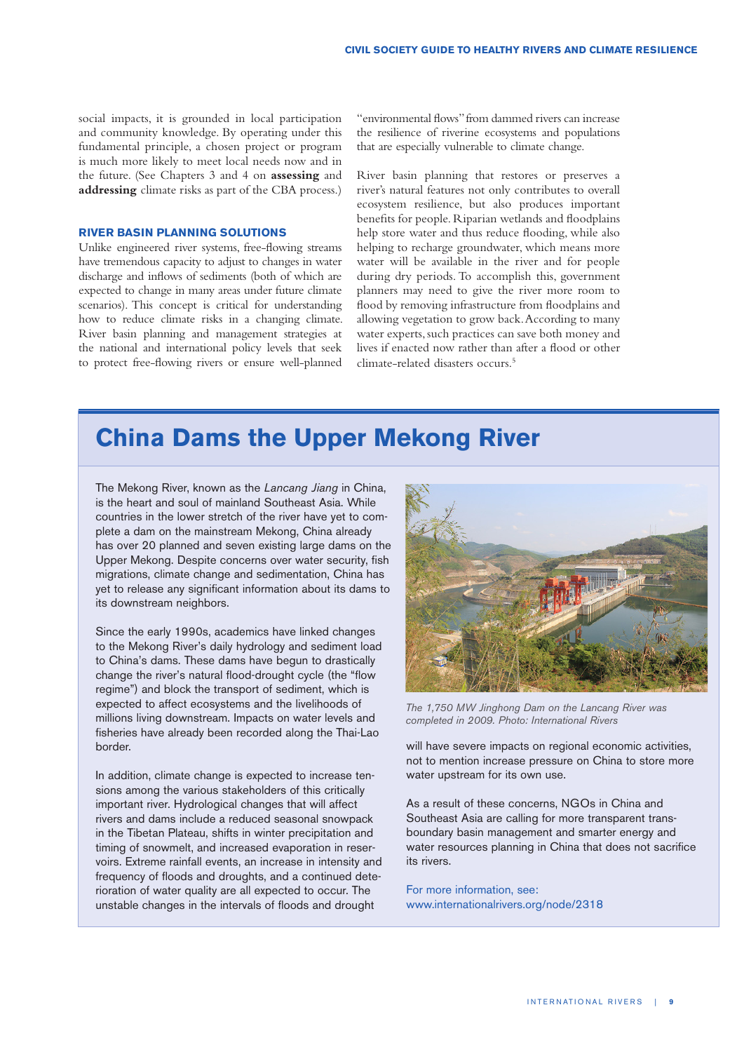social impacts, it is grounded in local participation and community knowledge. By operating under this fundamental principle, a chosen project or program is much more likely to meet local needs now and in the future. (See Chapters 3 and 4 on **assessing** and **addressing** climate risks as part of the CBA process.)

### RIVER BASIN PLANNING SOLUTIONS

Unlike engineered river systems, free-flowing streams have tremendous capacity to adjust to changes in water discharge and inflows of sediments (both of which are expected to change in many areas under future climate scenarios). This concept is critical for understanding how to reduce climate risks in a changing climate. River basin planning and management strategies at the national and international policy levels that seek to protect free-flowing rivers or ensure well-planned "environmental flows" from dammed rivers can increase the resilience of riverine ecosystems and populations that are especially vulnerable to climate change.

River basin planning that restores or preserves a river's natural features not only contributes to overall ecosystem resilience, but also produces important benefits for people. Riparian wetlands and floodplains help store water and thus reduce flooding, while also helping to recharge groundwater, which means more water will be available in the river and for people during dry periods. To accomplish this, government planners may need to give the river more room to flood by removing infrastructure from floodplains and allowing vegetation to grow back. According to many water experts, such practices can save both money and lives if enacted now rather than after a flood or other climate-related disasters occurs.[5]

## China Dams the Upper Mekong River

The Mekong River, known as the *Lancang Jiang* in China, is the heart and soul of mainland Southeast Asia. While countries in the lower stretch of the river have yet to complete a dam on the mainstream Mekong, China already has over 20 planned and seven existing large dams on the Upper Mekong. Despite concerns over water security, fish migrations, climate change and sedimentation, China has yet to release any significant information about its dams to its downstream neighbors.

Since the early 1990s, academics have linked changes to the Mekong River's daily hydrology and sediment load to China's dams. These dams have begun to drastically change the river's natural flood-drought cycle (the "flow regime") and block the transport of sediment, which is expected to affect ecosystems and the livelihoods of millions living downstream. Impacts on water levels and fisheries have already been recorded along the Thai-Lao border.

In addition, climate change is expected to increase tensions among the various stakeholders of this critically important river. Hydrological changes that will affect rivers and dams include a reduced seasonal snowpack in the Tibetan Plateau, shifts in winter precipitation and timing of snowmelt, and increased evaporation in reservoirs. Extreme rainfall events, an increase in intensity and frequency of floods and droughts, and a continued deterioration of water quality are all expected to occur. The unstable changes in the intervals of floods and drought will have severe impacts on regional economic activities, not to mention increase pressure on China to store more water upstream for its own use.

*The 1,750 MW Jinghong Dam on the Lancang River was completed in 2009. Photo: International Rivers*

As a result of these concerns, NGOs in China and Southeast Asia are calling for more transparent trans-boundary basin management and smarter energy and water resources planning in China that does not sacrifice its rivers.

For more information, see:
www.internationalrivers.org/node/2318